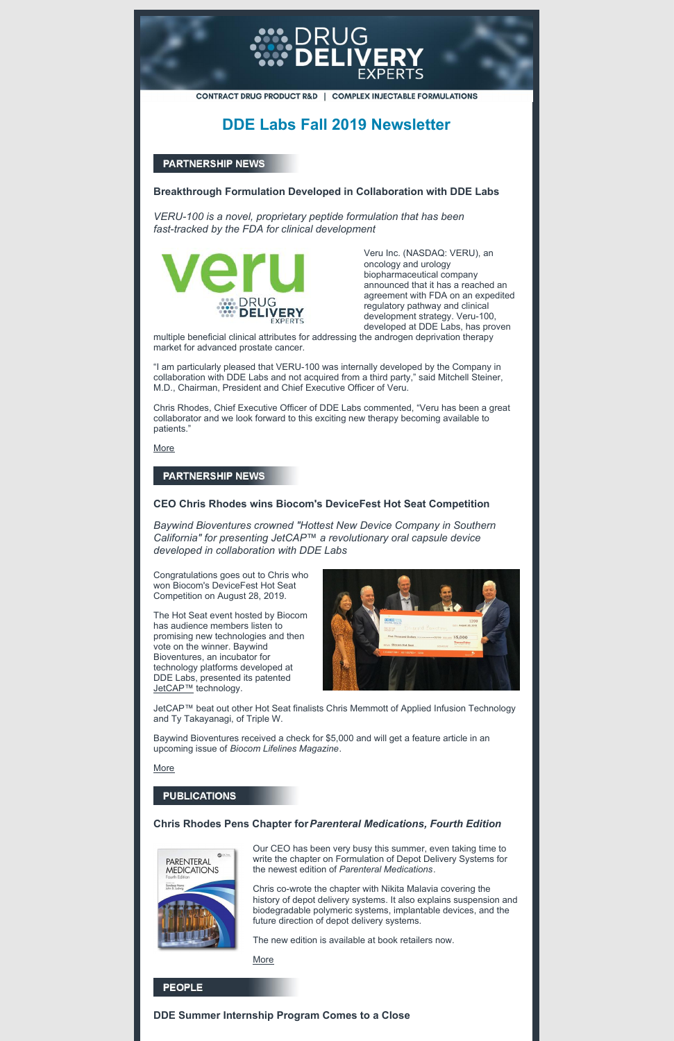# DRUG DELIVERY EXPERTS

CONTRACT DRUG PRODUCT R&D | COMPLEX INJECTABLE FORMULATIONS

## DDE Labs Fall 2019 Newsletter

### PARTNERSHIP NEWS

**Breakthrough Formulation Developed in Collaboration with DDE Labs**

*VERU-100 is a novel, proprietary peptide formulation that has been fast-tracked by the FDA for clinical development*

Veru Inc. (NASDAQ: VERU), an oncology and urology biopharmaceutical company announced that it has a reached an agreement with FDA on an expedited regulatory pathway and clinical development strategy. Veru-100, developed at DDE Labs, has proven multiple beneficial clinical attributes for addressing the androgen deprivation therapy market for advanced prostate cancer.

"I am particularly pleased that VERU-100 was internally developed by the Company in collaboration with DDE Labs and not acquired from a third party," said Mitchell Steiner, M.D., Chairman, President and Chief Executive Officer of Veru.

Chris Rhodes, Chief Executive Officer of DDE Labs commented, "Veru has been a great collaborator and we look forward to this exciting new therapy becoming available to patients."

More

### PARTNERSHIP NEWS

**CEO Chris Rhodes wins Biocom's DeviceFest Hot Seat Competition**

*Baywind Bioventures crowned "Hottest New Device Company in Southern California" for presenting JetCAP™ a revolutionary oral capsule device developed in collaboration with DDE Labs*

Congratulations goes out to Chris who won Biocom's DeviceFest Hot Seat Competition on August 28, 2019.

The Hot Seat event hosted by Biocom has audience members listen to promising new technologies and then vote on the winner. Baywind Bioventures, an incubator for technology platforms developed at DDE Labs, presented its patented JetCAP™ technology.

JetCAP™ beat out other Hot Seat finalists Chris Memmott of Applied Infusion Technology and Ty Takayanagi, of Triple W.

Baywind Bioventures received a check for $5,000 and will get a feature article in an upcoming issue of *Biocom Lifelines Magazine*.

More

### PUBLICATIONS

**Chris Rhodes Pens Chapter for *Parenteral Medications, Fourth Edition***

Our CEO has been very busy this summer, even taking time to write the chapter on Formulation of Depot Delivery Systems for the newest edition of *Parenteral Medications*.

Chris co-wrote the chapter with Nikita Malavia covering the history of depot delivery systems. It also explains suspension and biodegradable polymeric systems, implantable devices, and the future direction of depot delivery systems.

The new edition is available at book retailers now.

More

### PEOPLE

**DDE Summer Internship Program Comes to a Close**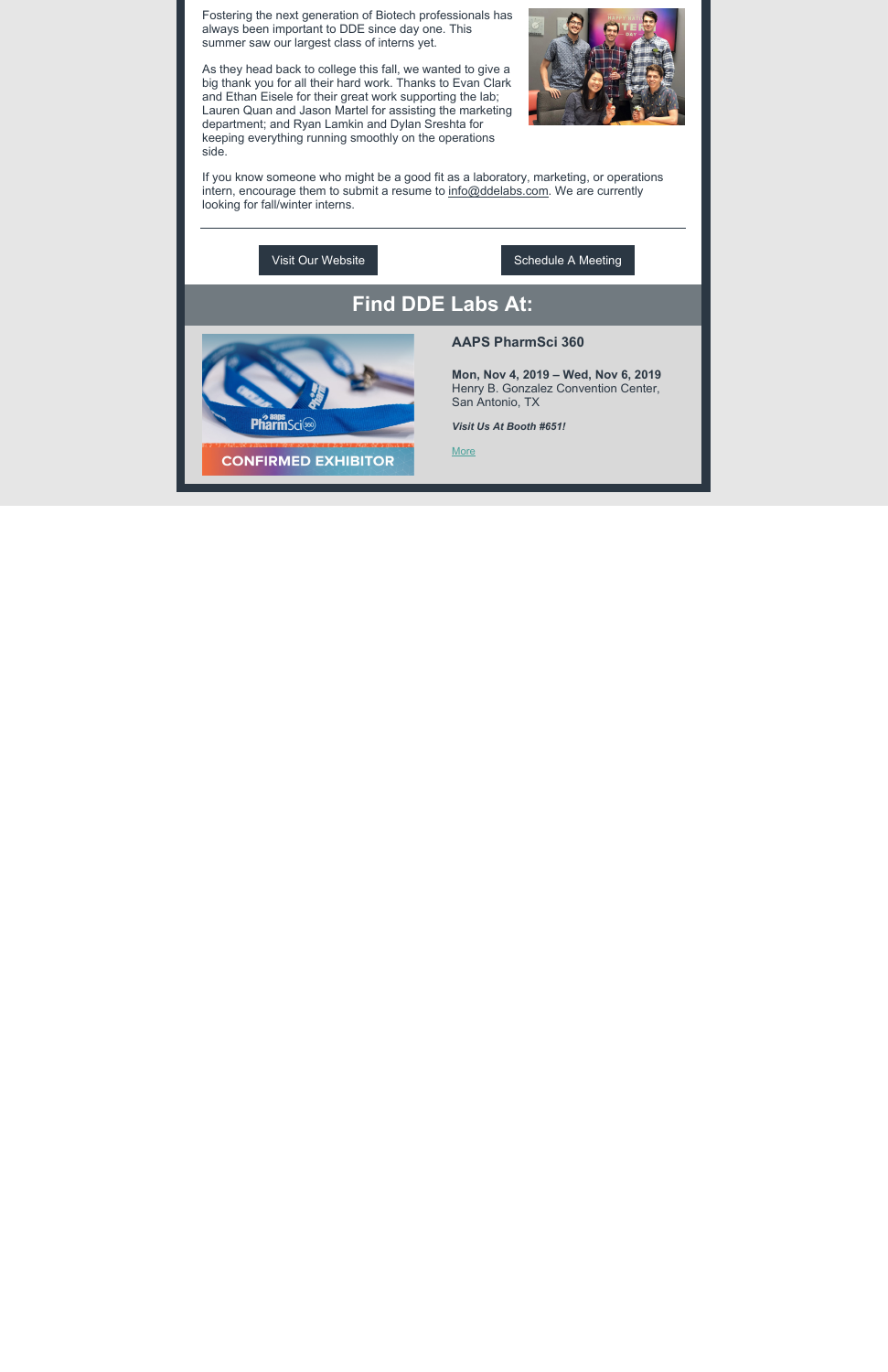Fostering the next generation of Biotech professionals has always been important to DDE since day one. This summer saw our largest class of interns yet.

As they head back to college this fall, we wanted to give a big thank you for all their hard work. Thanks to Evan Clark and Ethan Eisele for their great work supporting the lab; Lauren Quan and Jason Martel for assisting the marketing department; and Ryan Lamkin and Dylan Sreshta for keeping everything running smoothly on the operations side.

If you know someone who might be a good fit as a laboratory, marketing, or operations intern, encourage them to submit a resume to info@ddelabs.com. We are currently looking for fall/winter interns.

---

Visit Our Website

Schedule A Meeting

## Find DDE Labs At:

### AAPS PharmSci 360

**Mon, Nov 4, 2019 – Wed, Nov 6, 2019**
Henry B. Gonzalez Convention Center,
San Antonio, TX

***Visit Us At Booth #651!***

More